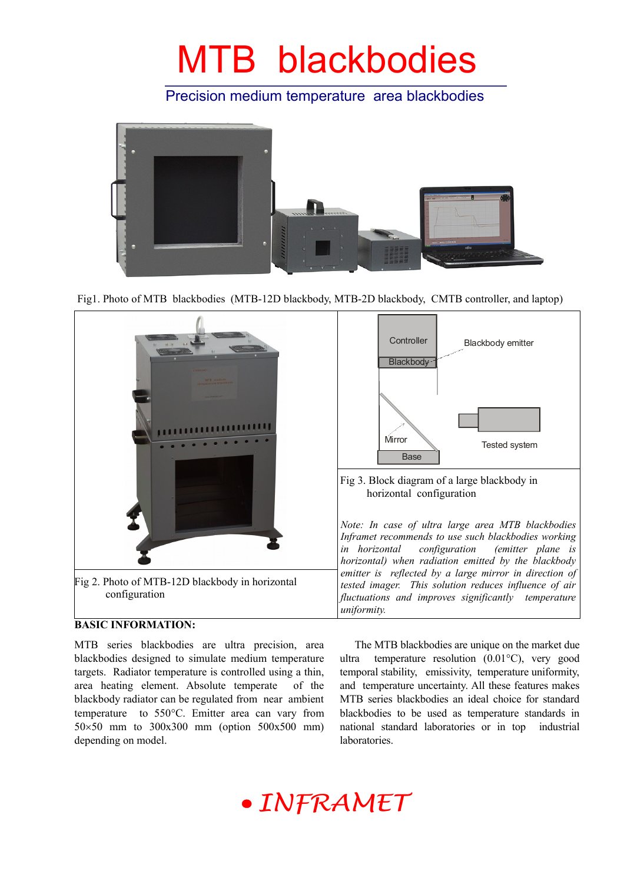# MTB blackbodies

## Precision medium temperature area blackbodies

Fig1. Photo of MTB blackbodies (MTB-12D blackbody, MTB-2D blackbody, CMTB controller, and laptop)

Fig 2. Photo of MTB-12D blackbody in horizontal configuration

Controller

Blackbody

Blackbody emitter

Mirror

Base

Tested system

Fig 3. Block diagram of a large blackbody in horizontal configuration

*Note: In case of ultra large area MTB blackbodies Inframet recommends to use such blackbodies working in horizontal configuration (emitter plane is horizontal) when radiation emitted by the blackbody emitter is reflected by a large mirror in direction of tested imager. This solution reduces influence of air fluctuations and improves significantly temperature uniformity.*

**BASIC INFORMATION:**

MTB series blackbodies are ultra precision, area blackbodies designed to simulate medium temperature targets. Radiator temperature is controlled using a thin, area heating element. Absolute temperate of the blackbody radiator can be regulated from near ambient temperature to 550°C. Emitter area can vary from 50×50 mm to 300x300 mm (option 500x500 mm) depending on model.

The MTB blackbodies are unique on the market due ultra temperature resolution (0.01°C), very good temporal stability, emissivity, temperature uniformity, and temperature uncertainty. All these features makes MTB series blackbodies an ideal choice for standard blackbodies to be used as temperature standards in national standard laboratories or in top industrial laboratories.

• INFRAMET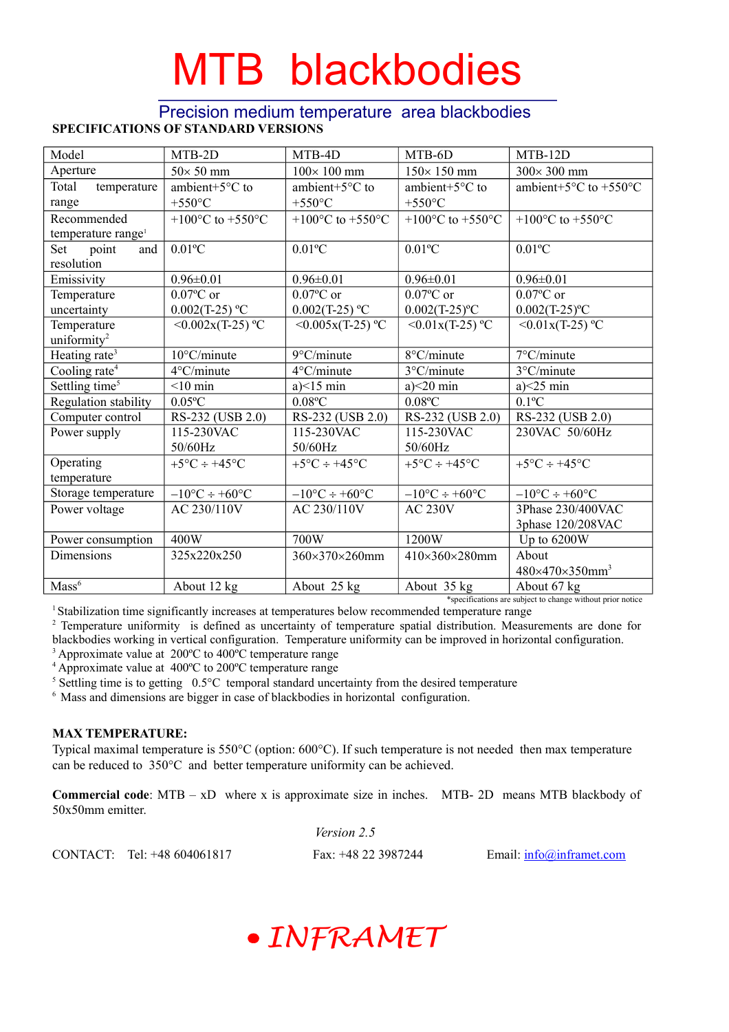# MTB blackbodies

## Precision medium temperature area blackbodies

**SPECIFICATIONS OF STANDARD VERSIONS**

| Model | MTB-2D | MTB-4D | MTB-6D | MTB-12D |
|---|---|---|---|---|
| Aperture | 50× 50 mm | 100× 100 mm | 150× 150 mm | 300× 300 mm |
| Total temperature range | ambient+5°C to +550°C | ambient+5°C to +550°C | ambient+5°C to +550°C | ambient+5°C to +550°C |
| Recommended temperature range[1] | +100°C to +550°C | +100°C to +550°C | +100°C to +550°C | +100°C to +550°C |
| Set point and resolution | 0.01ºC | 0.01ºC | 0.01ºC | 0.01ºC |
| Emissivity | 0.96±0.01 | 0.96±0.01 | 0.96±0.01 | 0.96±0.01 |
| Temperature uncertainty | 0.07ºC or 0.002(T-25) ºC | 0.07ºC or 0.002(T-25) ºC | 0.07ºC or 0.002(T-25)ºC | 0.07ºC or 0.002(T-25)ºC |
| Temperature uniformity[2] | <0.002x(T-25) ºC | <0.005x(T-25) ºC | <0.01x(T-25) ºC | <0.01x(T-25) ºC |
| Heating rate[3] | 10°C/minute | 9°C/minute | 8°C/minute | 7°C/minute |
| Cooling rate[4] | 4°C/minute | 4°C/minute | 3°C/minute | 3°C/minute |
| Settling time[5] | <10 min | a)<15 min | a)<20 min | a)<25 min |
| Regulation stability | 0.05ºC | 0.08ºC | 0.08ºC | 0.1ºC |
| Computer control | RS-232 (USB 2.0) | RS-232 (USB 2.0) | RS-232 (USB 2.0) | RS-232 (USB 2.0) |
| Power supply | 115-230VAC 50/60Hz | 115-230VAC 50/60Hz | 115-230VAC 50/60Hz | 230VAC 50/60Hz |
| Operating temperature | +5°C ÷ +45°C | +5°C ÷ +45°C | +5°C ÷ +45°C | +5°C ÷ +45°C |
| Storage temperature | −10°C ÷ +60°C | −10°C ÷ +60°C | −10°C ÷ +60°C | −10°C ÷ +60°C |
| Power voltage | AC 230/110V | AC 230/110V | AC 230V | 3Phase 230/400VAC 3phase 120/208VAC |
| Power consumption | 400W | 700W | 1200W | Up to 6200W |
| Dimensions | 325x220x250 | 360×370×260mm | 410×360×280mm | About 480×470×350mm[3] |
| Mass[6] | About 12 kg | About 25 kg | About 35 kg | About 67 kg |

*specifications are subject to change without prior notice

[1] Stabilization time significantly increases at temperatures below recommended temperature range

[2] Temperature uniformity is defined as uncertainty of temperature spatial distribution. Measurements are done for blackbodies working in vertical configuration. Temperature uniformity can be improved in horizontal configuration.

[3] Approximate value at 200ºC to 400ºC temperature range

[4] Approximate value at 400ºC to 200ºC temperature range

[5] Settling time is to getting 0.5°C temporal standard uncertainty from the desired temperature

[6] Mass and dimensions are bigger in case of blackbodies in horizontal configuration.

**MAX TEMPERATURE:**

Typical maximal temperature is 550°C (option: 600°C). If such temperature is not needed then max temperature can be reduced to 350°C and better temperature uniformity can be achieved.

**Commercial code**: MTB – xD where x is approximate size in inches. MTB- 2D means MTB blackbody of 50x50mm emitter.

*Version 2.5*

CONTACT: Tel: +48 604061817 Fax: +48 22 3987244 Email: info@inframet.com

*INFRAMET*